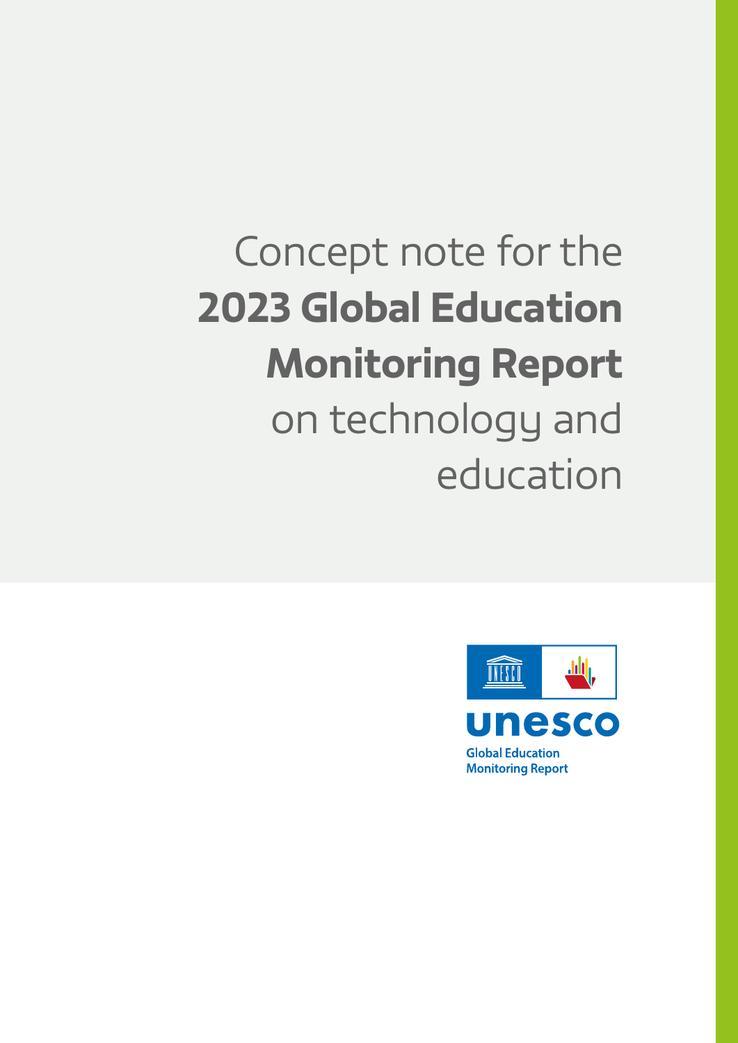# Concept note for the **2023 Global Education Monitoring Report** on technology and education

unesco

Global Education Monitoring Report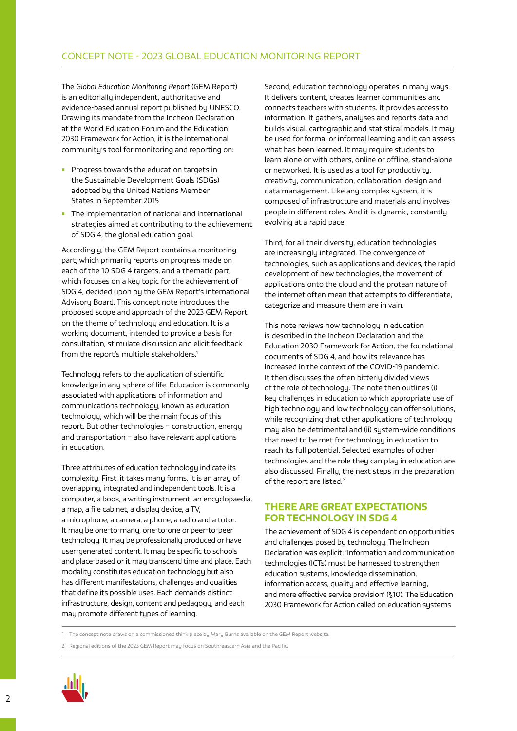The *Global Education Monitoring Report* (GEM Report) is an editorially independent, authoritative and evidence-based annual report published by UNESCO. Drawing its mandate from the Incheon Declaration at the World Education Forum and the Education 2030 Framework for Action, it is the international community's tool for monitoring and reporting on:

- Progress towards the education targets in the Sustainable Development Goals (SDGs) adopted by the United Nations Member States in September 2015
- The implementation of national and international strategies aimed at contributing to the achievement of SDG 4, the global education goal.

Accordingly, the GEM Report contains a monitoring part, which primarily reports on progress made on each of the 10 SDG 4 targets, and a thematic part, which focuses on a key topic for the achievement of SDG 4, decided upon by the GEM Report's international Advisory Board. This concept note introduces the proposed scope and approach of the 2023 GEM Report on the theme of technology and education. It is a working document, intended to provide a basis for consultation, stimulate discussion and elicit feedback from the report's multiple stakeholders.[1]

Technology refers to the application of scientific knowledge in any sphere of life. Education is commonly associated with applications of information and communications technology, known as education technology, which will be the main focus of this report. But other technologies – construction, energy and transportation – also have relevant applications in education.

Three attributes of education technology indicate its complexity. First, it takes many forms. It is an array of overlapping, integrated and independent tools. It is a computer, a book, a writing instrument, an encyclopaedia, a map, a file cabinet, a display device, a TV, a microphone, a camera, a phone, a radio and a tutor. It may be one-to-many, one-to-one or peer-to-peer technology. It may be professionally produced or have user-generated content. It may be specific to schools and place-based or it may transcend time and place. Each modality constitutes education technology but also has different manifestations, challenges and qualities that define its possible uses. Each demands distinct infrastructure, design, content and pedagogy, and each may promote different types of learning.

Second, education technology operates in many ways. It delivers content, creates learner communities and connects teachers with students. It provides access to information. It gathers, analyses and reports data and builds visual, cartographic and statistical models. It may be used for formal or informal learning and it can assess what has been learned. It may require students to learn alone or with others, online or offline, stand-alone or networked. It is used as a tool for productivity, creativity, communication, collaboration, design and data management. Like any complex system, it is composed of infrastructure and materials and involves people in different roles. And it is dynamic, constantly evolving at a rapid pace.

Third, for all their diversity, education technologies are increasingly integrated. The convergence of technologies, such as applications and devices, the rapid development of new technologies, the movement of applications onto the cloud and the protean nature of the internet often mean that attempts to differentiate, categorize and measure them are in vain.

This note reviews how technology in education is described in the Incheon Declaration and the Education 2030 Framework for Action, the foundational documents of SDG 4, and how its relevance has increased in the context of the COVID-19 pandemic. It then discusses the often bitterly divided views of the role of technology. The note then outlines (i) key challenges in education to which appropriate use of high technology and low technology can offer solutions, while recognizing that other applications of technology may also be detrimental and (ii) system-wide conditions that need to be met for technology in education to reach its full potential. Selected examples of other technologies and the role they can play in education are also discussed. Finally, the next steps in the preparation of the report are listed.[2]

## THERE ARE GREAT EXPECTATIONS FOR TECHNOLOGY IN SDG 4

The achievement of SDG 4 is dependent on opportunities and challenges posed by technology. The Incheon Declaration was explicit: 'Information and communication technologies (ICTs) must be harnessed to strengthen education systems, knowledge dissemination, information access, quality and effective learning, and more effective service provision' (§10). The Education 2030 Framework for Action called on education systems

1 The concept note draws on a commissioned think piece by Mary Burns available on the GEM Report website.

2 Regional editions of the 2023 GEM Report may focus on South-eastern Asia and the Pacific.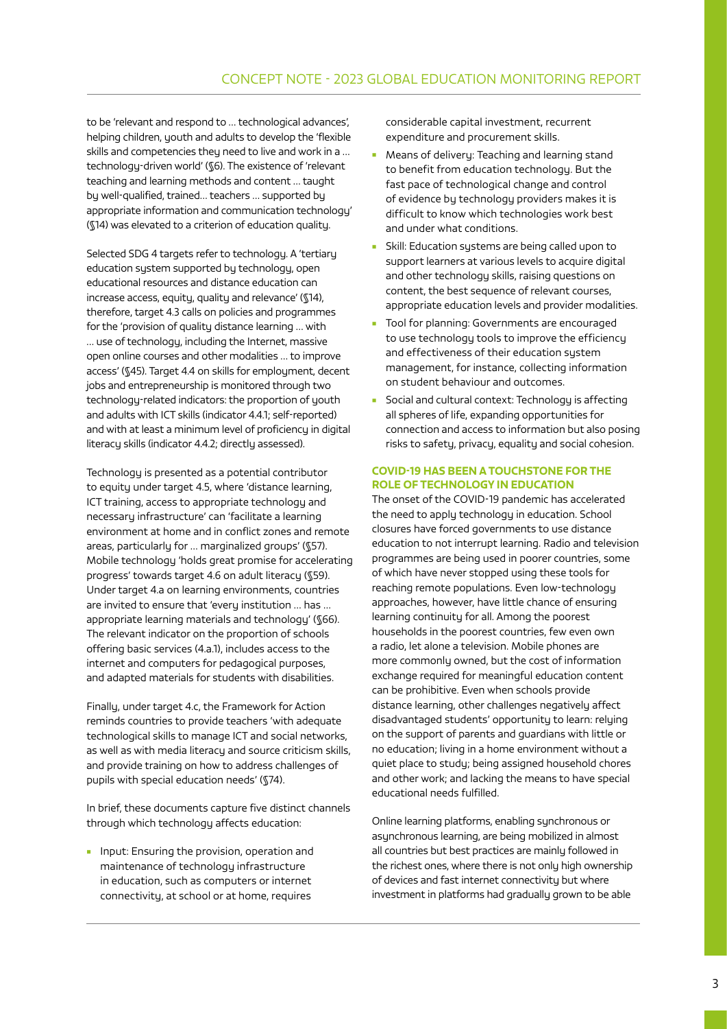to be 'relevant and respond to … technological advances', helping children, youth and adults to develop the 'flexible skills and competencies they need to live and work in a … technology-driven world' (§6). The existence of 'relevant teaching and learning methods and content … taught by well-qualified, trained… teachers … supported by appropriate information and communication technology' (§14) was elevated to a criterion of education quality.

Selected SDG 4 targets refer to technology. A 'tertiary education system supported by technology, open educational resources and distance education can increase access, equity, quality and relevance' (§14), therefore, target 4.3 calls on policies and programmes for the 'provision of quality distance learning … with … use of technology, including the Internet, massive open online courses and other modalities … to improve access' (§45). Target 4.4 on skills for employment, decent jobs and entrepreneurship is monitored through two technology-related indicators: the proportion of youth and adults with ICT skills (indicator 4.4.1; self-reported) and with at least a minimum level of proficiency in digital literacy skills (indicator 4.4.2; directly assessed).

Technology is presented as a potential contributor to equity under target 4.5, where 'distance learning, ICT training, access to appropriate technology and necessary infrastructure' can 'facilitate a learning environment at home and in conflict zones and remote areas, particularly for … marginalized groups' (§57). Mobile technology 'holds great promise for accelerating progress' towards target 4.6 on adult literacy (§59). Under target 4.a on learning environments, countries are invited to ensure that 'every institution … has … appropriate learning materials and technology' (§66). The relevant indicator on the proportion of schools offering basic services (4.a.1), includes access to the internet and computers for pedagogical purposes, and adapted materials for students with disabilities.

Finally, under target 4.c, the Framework for Action reminds countries to provide teachers 'with adequate technological skills to manage ICT and social networks, as well as with media literacy and source criticism skills, and provide training on how to address challenges of pupils with special education needs' (§74).

In brief, these documents capture five distinct channels through which technology affects education:

- Input: Ensuring the provision, operation and maintenance of technology infrastructure in education, such as computers or internet connectivity, at school or at home, requires considerable capital investment, recurrent expenditure and procurement skills.
- Means of delivery: Teaching and learning stand to benefit from education technology. But the fast pace of technological change and control of evidence by technology providers makes it is difficult to know which technologies work best and under what conditions.
- Skill: Education systems are being called upon to support learners at various levels to acquire digital and other technology skills, raising questions on content, the best sequence of relevant courses, appropriate education levels and provider modalities.
- Tool for planning: Governments are encouraged to use technology tools to improve the efficiency and effectiveness of their education system management, for instance, collecting information on student behaviour and outcomes.
- Social and cultural context: Technology is affecting all spheres of life, expanding opportunities for connection and access to information but also posing risks to safety, privacy, equality and social cohesion.

## COVID-19 HAS BEEN A TOUCHSTONE FOR THE ROLE OF TECHNOLOGY IN EDUCATION

The onset of the COVID-19 pandemic has accelerated the need to apply technology in education. School closures have forced governments to use distance education to not interrupt learning. Radio and television programmes are being used in poorer countries, some of which have never stopped using these tools for reaching remote populations. Even low-technology approaches, however, have little chance of ensuring learning continuity for all. Among the poorest households in the poorest countries, few even own a radio, let alone a television. Mobile phones are more commonly owned, but the cost of information exchange required for meaningful education content can be prohibitive. Even when schools provide distance learning, other challenges negatively affect disadvantaged students' opportunity to learn: relying on the support of parents and guardians with little or no education; living in a home environment without a quiet place to study; being assigned household chores and other work; and lacking the means to have special educational needs fulfilled.

Online learning platforms, enabling synchronous or asynchronous learning, are being mobilized in almost all countries but best practices are mainly followed in the richest ones, where there is not only high ownership of devices and fast internet connectivity but where investment in platforms had gradually grown to be able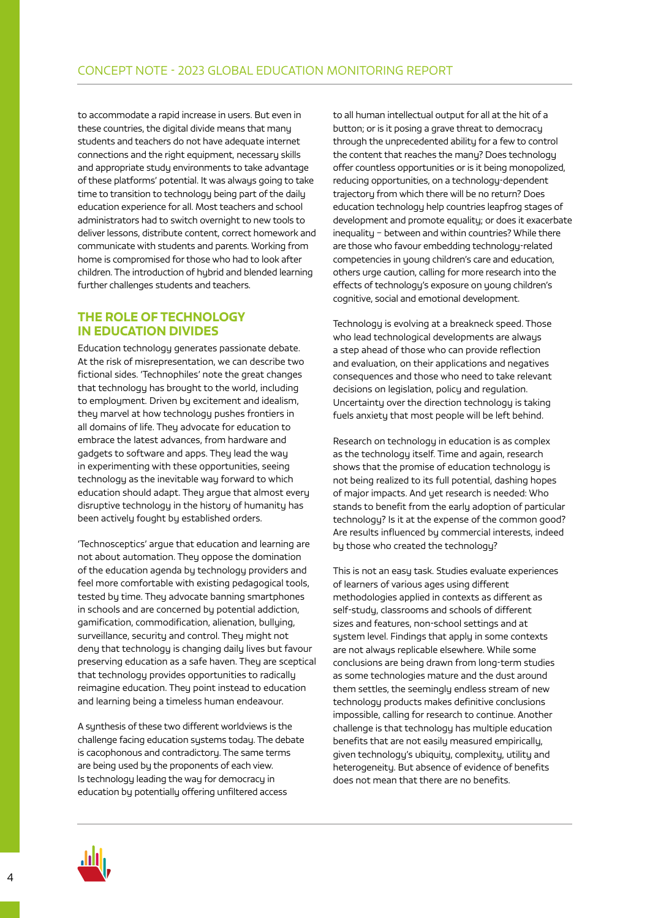to accommodate a rapid increase in users. But even in these countries, the digital divide means that many students and teachers do not have adequate internet connections and the right equipment, necessary skills and appropriate study environments to take advantage of these platforms' potential. It was always going to take time to transition to technology being part of the daily education experience for all. Most teachers and school administrators had to switch overnight to new tools to deliver lessons, distribute content, correct homework and communicate with students and parents. Working from home is compromised for those who had to look after children. The introduction of hybrid and blended learning further challenges students and teachers.

## THE ROLE OF TECHNOLOGY IN EDUCATION DIVIDES

Education technology generates passionate debate. At the risk of misrepresentation, we can describe two fictional sides. 'Technophiles' note the great changes that technology has brought to the world, including to employment. Driven by excitement and idealism, they marvel at how technology pushes frontiers in all domains of life. They advocate for education to embrace the latest advances, from hardware and gadgets to software and apps. They lead the way in experimenting with these opportunities, seeing technology as the inevitable way forward to which education should adapt. They argue that almost every disruptive technology in the history of humanity has been actively fought by established orders.

'Technosceptics' argue that education and learning are not about automation. They oppose the domination of the education agenda by technology providers and feel more comfortable with existing pedagogical tools, tested by time. They advocate banning smartphones in schools and are concerned by potential addiction, gamification, commodification, alienation, bullying, surveillance, security and control. They might not deny that technology is changing daily lives but favour preserving education as a safe haven. They are sceptical that technology provides opportunities to radically reimagine education. They point instead to education and learning being a timeless human endeavour.

A synthesis of these two different worldviews is the challenge facing education systems today. The debate is cacophonous and contradictory. The same terms are being used by the proponents of each view. Is technology leading the way for democracy in education by potentially offering unfiltered access to all human intellectual output for all at the hit of a button; or is it posing a grave threat to democracy through the unprecedented ability for a few to control the content that reaches the many? Does technology offer countless opportunities or is it being monopolized, reducing opportunities, on a technology-dependent trajectory from which there will be no return? Does education technology help countries leapfrog stages of development and promote equality; or does it exacerbate inequality – between and within countries? While there are those who favour embedding technology-related competencies in young children's care and education, others urge caution, calling for more research into the effects of technology's exposure on young children's cognitive, social and emotional development.

Technology is evolving at a breakneck speed. Those who lead technological developments are always a step ahead of those who can provide reflection and evaluation, on their applications and negatives consequences and those who need to take relevant decisions on legislation, policy and regulation. Uncertainty over the direction technology is taking fuels anxiety that most people will be left behind.

Research on technology in education is as complex as the technology itself. Time and again, research shows that the promise of education technology is not being realized to its full potential, dashing hopes of major impacts. And yet research is needed: Who stands to benefit from the early adoption of particular technology? Is it at the expense of the common good? Are results influenced by commercial interests, indeed by those who created the technology?

This is not an easy task. Studies evaluate experiences of learners of various ages using different methodologies applied in contexts as different as self-study, classrooms and schools of different sizes and features, non-school settings and at system level. Findings that apply in some contexts are not always replicable elsewhere. While some conclusions are being drawn from long-term studies as some technologies mature and the dust around them settles, the seemingly endless stream of new technology products makes definitive conclusions impossible, calling for research to continue. Another challenge is that technology has multiple education benefits that are not easily measured empirically, given technology's ubiquity, complexity, utility and heterogeneity. But absence of evidence of benefits does not mean that there are no benefits.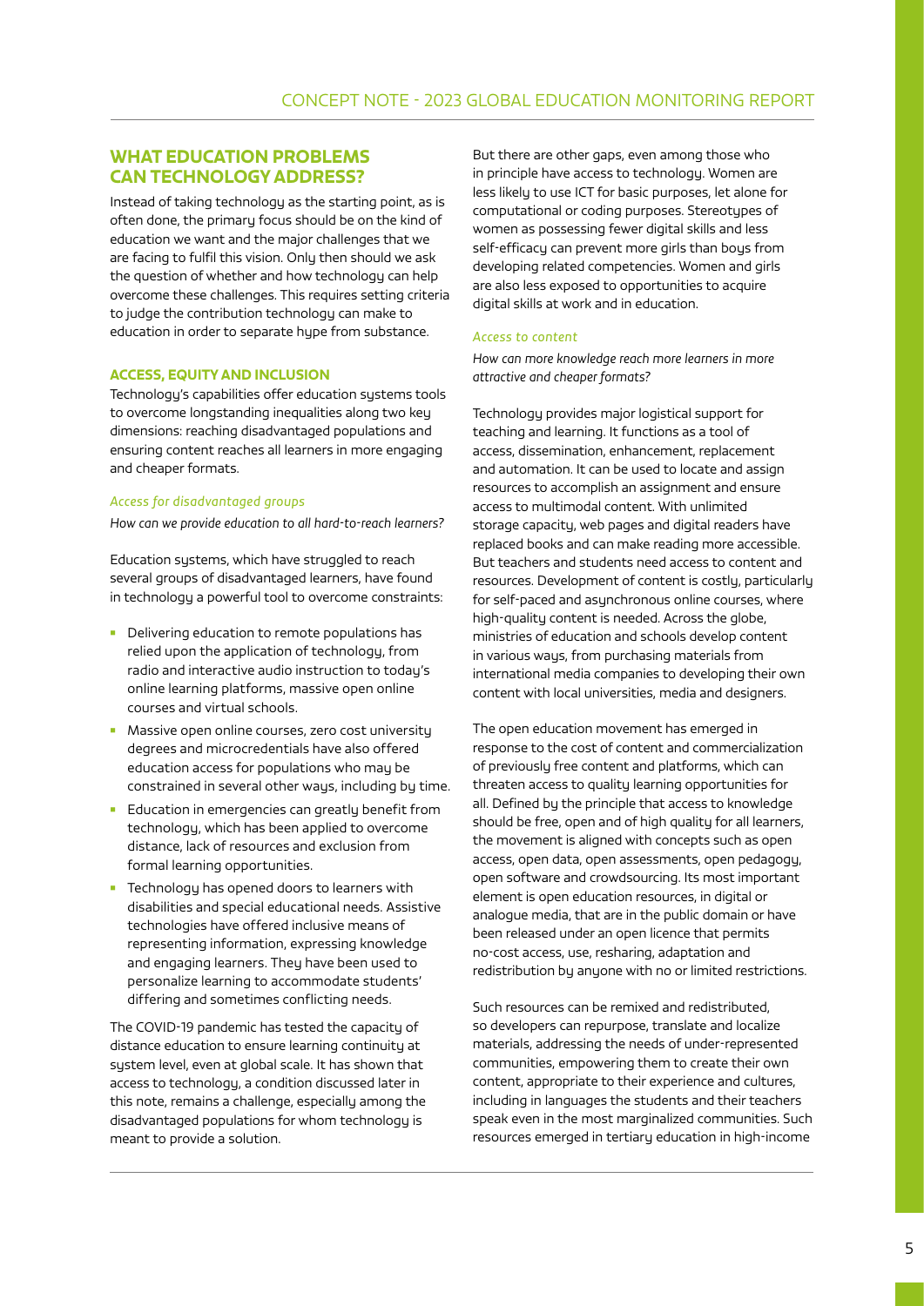## WHAT EDUCATION PROBLEMS CAN TECHNOLOGY ADDRESS?

Instead of taking technology as the starting point, as is often done, the primary focus should be on the kind of education we want and the major challenges that we are facing to fulfil this vision. Only then should we ask the question of whether and how technology can help overcome these challenges. This requires setting criteria to judge the contribution technology can make to education in order to separate hype from substance.

### ACCESS, EQUITY AND INCLUSION

Technology's capabilities offer education systems tools to overcome longstanding inequalities along two key dimensions: reaching disadvantaged populations and ensuring content reaches all learners in more engaging and cheaper formats.

#### *Access for disadvantaged groups*

*How can we provide education to all hard-to-reach learners?*

Education systems, which have struggled to reach several groups of disadvantaged learners, have found in technology a powerful tool to overcome constraints:

- Delivering education to remote populations has relied upon the application of technology, from radio and interactive audio instruction to today's online learning platforms, massive open online courses and virtual schools.
- Massive open online courses, zero cost university degrees and microcredentials have also offered education access for populations who may be constrained in several other ways, including by time.
- Education in emergencies can greatly benefit from technology, which has been applied to overcome distance, lack of resources and exclusion from formal learning opportunities.
- Technology has opened doors to learners with disabilities and special educational needs. Assistive technologies have offered inclusive means of representing information, expressing knowledge and engaging learners. They have been used to personalize learning to accommodate students' differing and sometimes conflicting needs.

The COVID-19 pandemic has tested the capacity of distance education to ensure learning continuity at system level, even at global scale. It has shown that access to technology, a condition discussed later in this note, remains a challenge, especially among the disadvantaged populations for whom technology is meant to provide a solution.

But there are other gaps, even among those who in principle have access to technology. Women are less likely to use ICT for basic purposes, let alone for computational or coding purposes. Stereotypes of women as possessing fewer digital skills and less self-efficacy can prevent more girls than boys from developing related competencies. Women and girls are also less exposed to opportunities to acquire digital skills at work and in education.

#### *Access to content*

*How can more knowledge reach more learners in more attractive and cheaper formats?*

Technology provides major logistical support for teaching and learning. It functions as a tool of access, dissemination, enhancement, replacement and automation. It can be used to locate and assign resources to accomplish an assignment and ensure access to multimodal content. With unlimited storage capacity, web pages and digital readers have replaced books and can make reading more accessible. But teachers and students need access to content and resources. Development of content is costly, particularly for self-paced and asynchronous online courses, where high-quality content is needed. Across the globe, ministries of education and schools develop content in various ways, from purchasing materials from international media companies to developing their own content with local universities, media and designers.

The open education movement has emerged in response to the cost of content and commercialization of previously free content and platforms, which can threaten access to quality learning opportunities for all. Defined by the principle that access to knowledge should be free, open and of high quality for all learners, the movement is aligned with concepts such as open access, open data, open assessments, open pedagogy, open software and crowdsourcing. Its most important element is open education resources, in digital or analogue media, that are in the public domain or have been released under an open licence that permits no-cost access, use, resharing, adaptation and redistribution by anyone with no or limited restrictions.

Such resources can be remixed and redistributed, so developers can repurpose, translate and localize materials, addressing the needs of under-represented communities, empowering them to create their own content, appropriate to their experience and cultures, including in languages the students and their teachers speak even in the most marginalized communities. Such resources emerged in tertiary education in high-income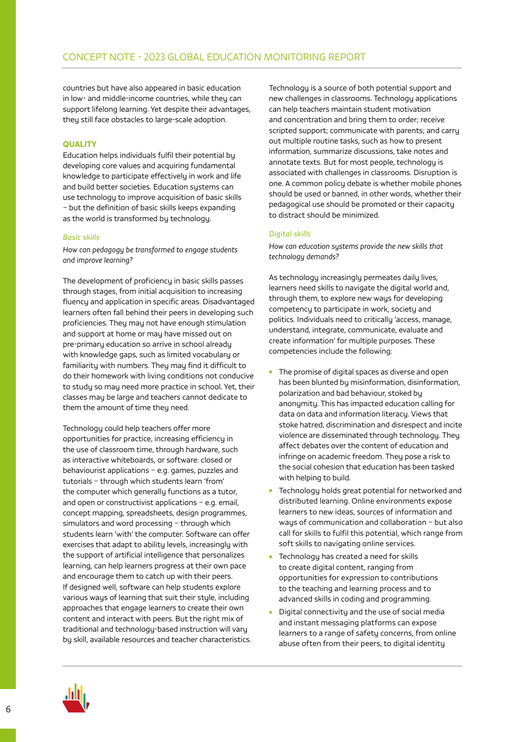countries but have also appeared in basic education in low- and middle-income countries, while they can support lifelong learning. Yet despite their advantages, they still face obstacles to large-scale adoption.

## QUALITY

Education helps individuals fulfil their potential by developing core values and acquiring fundamental knowledge to participate effectively in work and life and build better societies. Education systems can use technology to improve acquisition of basic skills – but the definition of basic skills keeps expanding as the world is transformed by technology.

### *Basic skills*

*How can pedagogy be transformed to engage students and improve learning?*

The development of proficiency in basic skills passes through stages, from initial acquisition to increasing fluency and application in specific areas. Disadvantaged learners often fall behind their peers in developing such proficiencies. They may not have enough stimulation and support at home or may have missed out on pre-primary education so arrive in school already with knowledge gaps, such as limited vocabulary or familiarity with numbers. They may find it difficult to do their homework with living conditions not conducive to study so may need more practice in school. Yet, their classes may be large and teachers cannot dedicate to them the amount of time they need.

Technology could help teachers offer more opportunities for practice, increasing efficiency in the use of classroom time, through hardware, such as interactive whiteboards, or software: closed or behaviourist applications – e.g. games, puzzles and tutorials – through which students learn 'from' the computer which generally functions as a tutor, and open or constructivist applications – e.g. email, concept mapping, spreadsheets, design programmes, simulators and word processing – through which students learn 'with' the computer. Software can offer exercises that adapt to ability levels, increasingly with the support of artificial intelligence that personalizes learning, can help learners progress at their own pace and encourage them to catch up with their peers. If designed well, software can help students explore various ways of learning that suit their style, including approaches that engage learners to create their own content and interact with peers. But the right mix of traditional and technology-based instruction will vary by skill, available resources and teacher characteristics.

Technology is a source of both potential support and new challenges in classrooms. Technology applications can help teachers maintain student motivation and concentration and bring them to order; receive scripted support; communicate with parents; and carry out multiple routine tasks, such as how to present information, summarize discussions, take notes and annotate texts. But for most people, technology is associated with challenges in classrooms. Disruption is one. A common policy debate is whether mobile phones should be used or banned, in other words, whether their pedagogical use should be promoted or their capacity to distract should be minimized.

### *Digital skills*

*How can education systems provide the new skills that technology demands?*

As technology increasingly permeates daily lives, learners need skills to navigate the digital world and, through them, to explore new ways for developing competency to participate in work, society and politics. Individuals need to critically 'access, manage, understand, integrate, communicate, evaluate and create information' for multiple purposes. These competencies include the following:

- The promise of digital spaces as diverse and open has been blunted by misinformation, disinformation, polarization and bad behaviour, stoked by anonymity. This has impacted education calling for data on data and information literacy. Views that stoke hatred, discrimination and disrespect and incite violence are disseminated through technology. They affect debates over the content of education and infringe on academic freedom. They pose a risk to the social cohesion that education has been tasked with helping to build.
- Technology holds great potential for networked and distributed learning. Online environments expose learners to new ideas, sources of information and ways of communication and collaboration – but also call for skills to fulfil this potential, which range from soft skills to navigating online services.
- Technology has created a need for skills to create digital content, ranging from opportunities for expression to contributions to the teaching and learning process and to advanced skills in coding and programming.
- Digital connectivity and the use of social media and instant messaging platforms can expose learners to a range of safety concerns, from online abuse often from their peers, to digital identity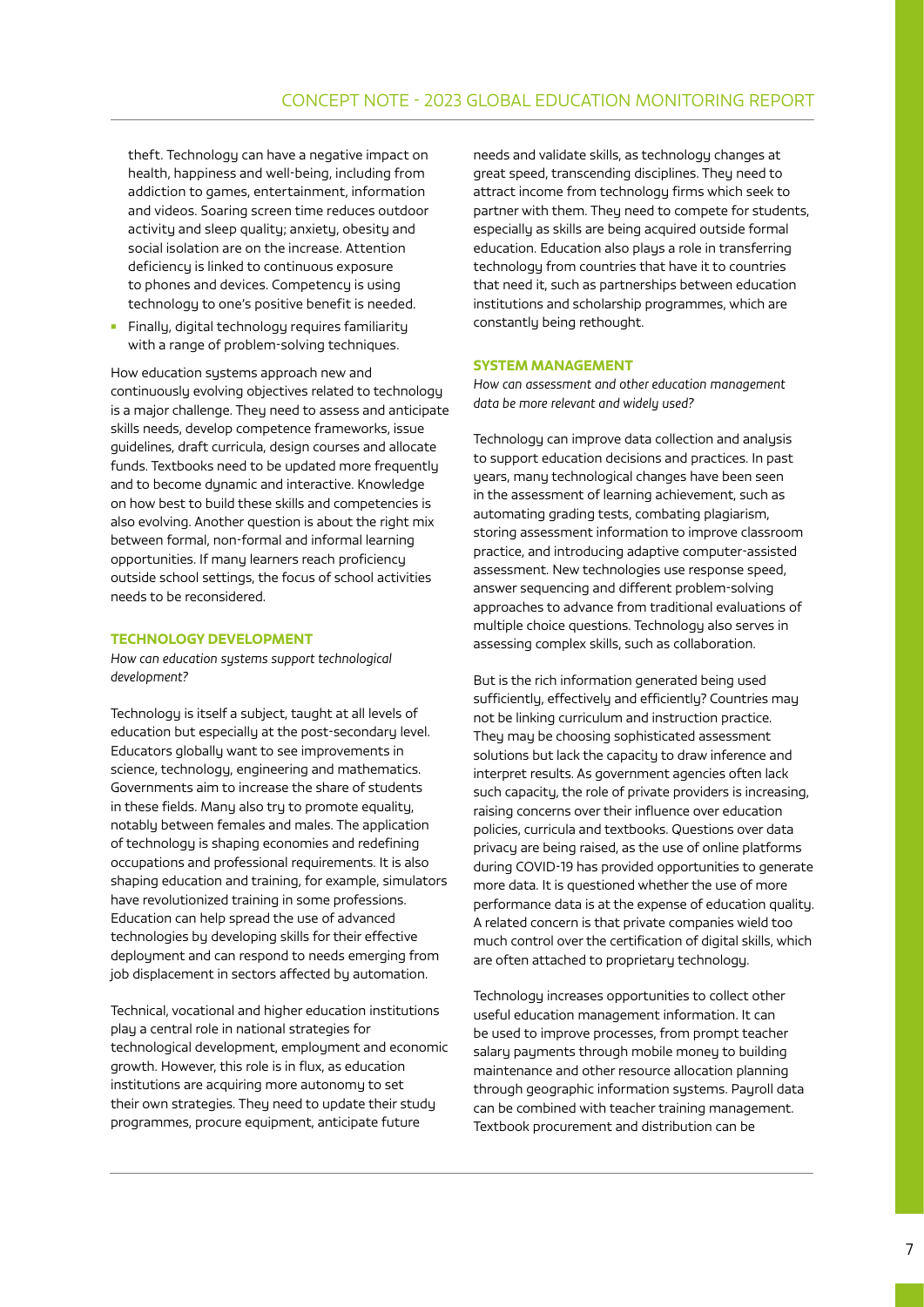theft. Technology can have a negative impact on health, happiness and well-being, including from addiction to games, entertainment, information and videos. Soaring screen time reduces outdoor activity and sleep quality; anxiety, obesity and social isolation are on the increase. Attention deficiency is linked to continuous exposure to phones and devices. Competency is using technology to one's positive benefit is needed.

- Finally, digital technology requires familiarity with a range of problem-solving techniques.

How education systems approach new and continuously evolving objectives related to technology is a major challenge. They need to assess and anticipate skills needs, develop competence frameworks, issue guidelines, draft curricula, design courses and allocate funds. Textbooks need to be updated more frequently and to become dynamic and interactive. Knowledge on how best to build these skills and competencies is also evolving. Another question is about the right mix between formal, non-formal and informal learning opportunities. If many learners reach proficiency outside school settings, the focus of school activities needs to be reconsidered.

### TECHNOLOGY DEVELOPMENT

*How can education systems support technological development?*

Technology is itself a subject, taught at all levels of education but especially at the post-secondary level. Educators globally want to see improvements in science, technology, engineering and mathematics. Governments aim to increase the share of students in these fields. Many also try to promote equality, notably between females and males. The application of technology is shaping economies and redefining occupations and professional requirements. It is also shaping education and training, for example, simulators have revolutionized training in some professions. Education can help spread the use of advanced technologies by developing skills for their effective deployment and can respond to needs emerging from job displacement in sectors affected by automation.

Technical, vocational and higher education institutions play a central role in national strategies for technological development, employment and economic growth. However, this role is in flux, as education institutions are acquiring more autonomy to set their own strategies. They need to update their study programmes, procure equipment, anticipate future needs and validate skills, as technology changes at great speed, transcending disciplines. They need to attract income from technology firms which seek to partner with them. They need to compete for students, especially as skills are being acquired outside formal education. Education also plays a role in transferring technology from countries that have it to countries that need it, such as partnerships between education institutions and scholarship programmes, which are constantly being rethought.

### SYSTEM MANAGEMENT

*How can assessment and other education management data be more relevant and widely used?*

Technology can improve data collection and analysis to support education decisions and practices. In past years, many technological changes have been seen in the assessment of learning achievement, such as automating grading tests, combating plagiarism, storing assessment information to improve classroom practice, and introducing adaptive computer-assisted assessment. New technologies use response speed, answer sequencing and different problem-solving approaches to advance from traditional evaluations of multiple choice questions. Technology also serves in assessing complex skills, such as collaboration.

But is the rich information generated being used sufficiently, effectively and efficiently? Countries may not be linking curriculum and instruction practice. They may be choosing sophisticated assessment solutions but lack the capacity to draw inference and interpret results. As government agencies often lack such capacity, the role of private providers is increasing, raising concerns over their influence over education policies, curricula and textbooks. Questions over data privacy are being raised, as the use of online platforms during COVID-19 has provided opportunities to generate more data. It is questioned whether the use of more performance data is at the expense of education quality. A related concern is that private companies wield too much control over the certification of digital skills, which are often attached to proprietary technology.

Technology increases opportunities to collect other useful education management information. It can be used to improve processes, from prompt teacher salary payments through mobile money to building maintenance and other resource allocation planning through geographic information systems. Payroll data can be combined with teacher training management. Textbook procurement and distribution can be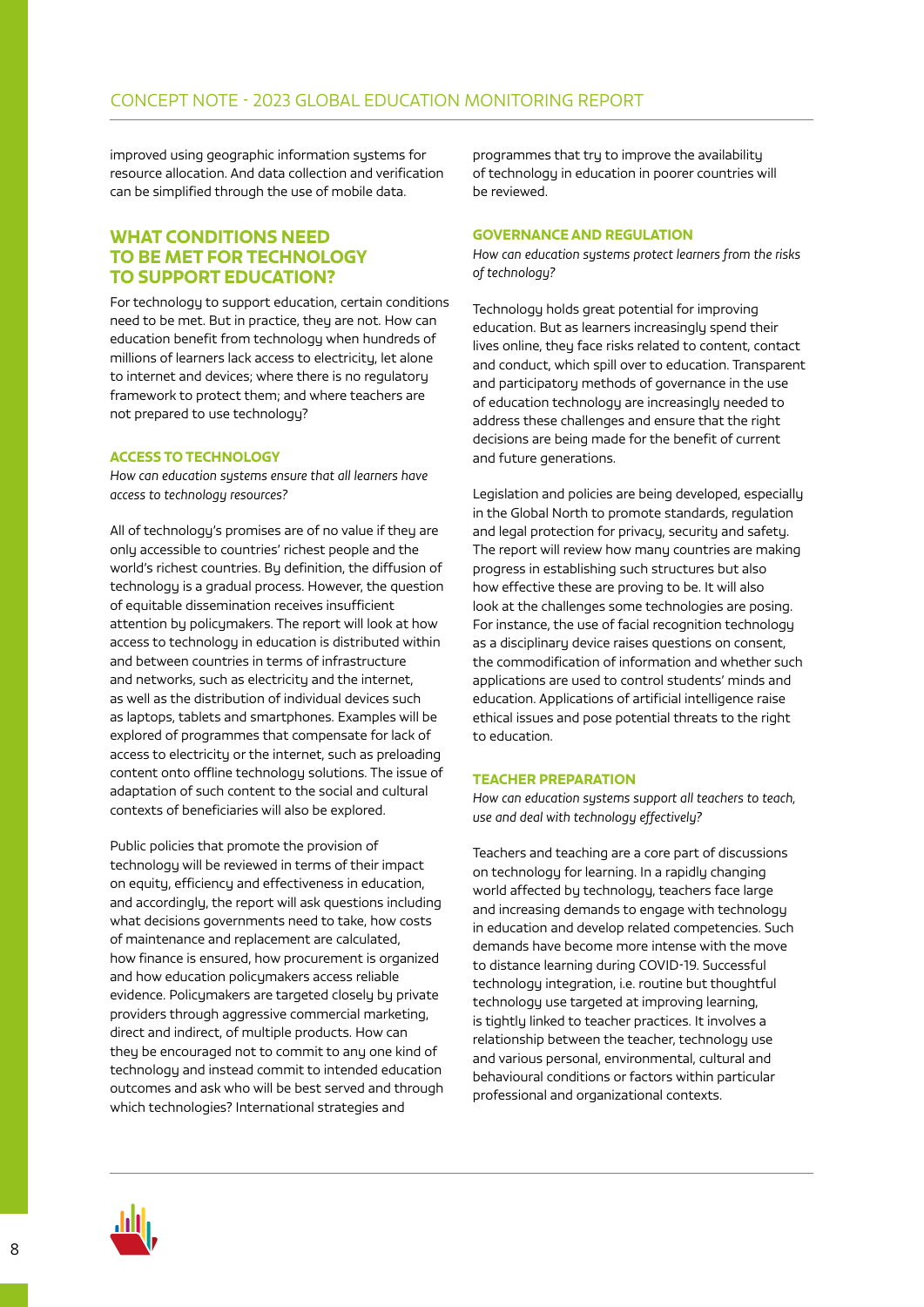improved using geographic information systems for resource allocation. And data collection and verification can be simplified through the use of mobile data.

## WHAT CONDITIONS NEED TO BE MET FOR TECHNOLOGY TO SUPPORT EDUCATION?

For technology to support education, certain conditions need to be met. But in practice, they are not. How can education benefit from technology when hundreds of millions of learners lack access to electricity, let alone to internet and devices; where there is no regulatory framework to protect them; and where teachers are not prepared to use technology?

### ACCESS TO TECHNOLOGY

*How can education systems ensure that all learners have access to technology resources?*

All of technology's promises are of no value if they are only accessible to countries' richest people and the world's richest countries. By definition, the diffusion of technology is a gradual process. However, the question of equitable dissemination receives insufficient attention by policymakers. The report will look at how access to technology in education is distributed within and between countries in terms of infrastructure and networks, such as electricity and the internet, as well as the distribution of individual devices such as laptops, tablets and smartphones. Examples will be explored of programmes that compensate for lack of access to electricity or the internet, such as preloading content onto offline technology solutions. The issue of adaptation of such content to the social and cultural contexts of beneficiaries will also be explored.

Public policies that promote the provision of technology will be reviewed in terms of their impact on equity, efficiency and effectiveness in education, and accordingly, the report will ask questions including what decisions governments need to take, how costs of maintenance and replacement are calculated, how finance is ensured, how procurement is organized and how education policymakers access reliable evidence. Policymakers are targeted closely by private providers through aggressive commercial marketing, direct and indirect, of multiple products. How can they be encouraged not to commit to any one kind of technology and instead commit to intended education outcomes and ask who will be best served and through which technologies? International strategies and programmes that try to improve the availability of technology in education in poorer countries will be reviewed.

### GOVERNANCE AND REGULATION

*How can education systems protect learners from the risks of technology?*

Technology holds great potential for improving education. But as learners increasingly spend their lives online, they face risks related to content, contact and conduct, which spill over to education. Transparent and participatory methods of governance in the use of education technology are increasingly needed to address these challenges and ensure that the right decisions are being made for the benefit of current and future generations.

Legislation and policies are being developed, especially in the Global North to promote standards, regulation and legal protection for privacy, security and safety. The report will review how many countries are making progress in establishing such structures but also how effective these are proving to be. It will also look at the challenges some technologies are posing. For instance, the use of facial recognition technology as a disciplinary device raises questions on consent, the commodification of information and whether such applications are used to control students' minds and education. Applications of artificial intelligence raise ethical issues and pose potential threats to the right to education.

### TEACHER PREPARATION

*How can education systems support all teachers to teach, use and deal with technology effectively?*

Teachers and teaching are a core part of discussions on technology for learning. In a rapidly changing world affected by technology, teachers face large and increasing demands to engage with technology in education and develop related competencies. Such demands have become more intense with the move to distance learning during COVID-19. Successful technology integration, i.e. routine but thoughtful technology use targeted at improving learning, is tightly linked to teacher practices. It involves a relationship between the teacher, technology use and various personal, environmental, cultural and behavioural conditions or factors within particular professional and organizational contexts.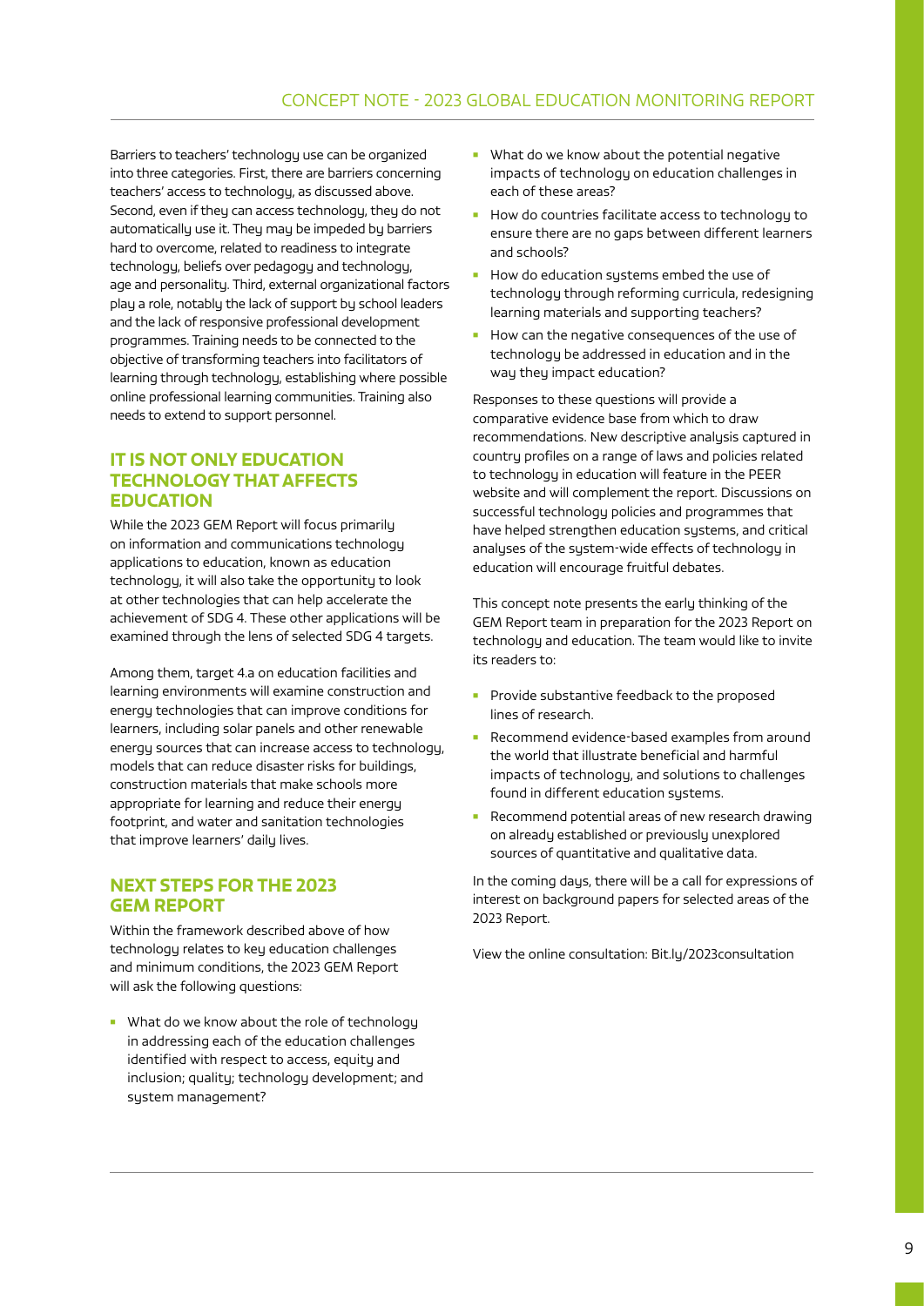Barriers to teachers' technology use can be organized into three categories. First, there are barriers concerning teachers' access to technology, as discussed above. Second, even if they can access technology, they do not automatically use it. They may be impeded by barriers hard to overcome, related to readiness to integrate technology, beliefs over pedagogy and technology, age and personality. Third, external organizational factors play a role, notably the lack of support by school leaders and the lack of responsive professional development programmes. Training needs to be connected to the objective of transforming teachers into facilitators of learning through technology, establishing where possible online professional learning communities. Training also needs to extend to support personnel.

## IT IS NOT ONLY EDUCATION TECHNOLOGY THAT AFFECTS EDUCATION

While the 2023 GEM Report will focus primarily on information and communications technology applications to education, known as education technology, it will also take the opportunity to look at other technologies that can help accelerate the achievement of SDG 4. These other applications will be examined through the lens of selected SDG 4 targets.

Among them, target 4.a on education facilities and learning environments will examine construction and energy technologies that can improve conditions for learners, including solar panels and other renewable energy sources that can increase access to technology, models that can reduce disaster risks for buildings, construction materials that make schools more appropriate for learning and reduce their energy footprint, and water and sanitation technologies that improve learners' daily lives.

## NEXT STEPS FOR THE 2023 GEM REPORT

Within the framework described above of how technology relates to key education challenges and minimum conditions, the 2023 GEM Report will ask the following questions:

- What do we know about the role of technology in addressing each of the education challenges identified with respect to access, equity and inclusion; quality; technology development; and system management?
- What do we know about the potential negative impacts of technology on education challenges in each of these areas?
- How do countries facilitate access to technology to ensure there are no gaps between different learners and schools?
- How do education systems embed the use of technology through reforming curricula, redesigning learning materials and supporting teachers?
- How can the negative consequences of the use of technology be addressed in education and in the way they impact education?

Responses to these questions will provide a comparative evidence base from which to draw recommendations. New descriptive analysis captured in country profiles on a range of laws and policies related to technology in education will feature in the PEER website and will complement the report. Discussions on successful technology policies and programmes that have helped strengthen education systems, and critical analyses of the system-wide effects of technology in education will encourage fruitful debates.

This concept note presents the early thinking of the GEM Report team in preparation for the 2023 Report on technology and education. The team would like to invite its readers to:

- Provide substantive feedback to the proposed lines of research.
- Recommend evidence-based examples from around the world that illustrate beneficial and harmful impacts of technology, and solutions to challenges found in different education systems.
- Recommend potential areas of new research drawing on already established or previously unexplored sources of quantitative and qualitative data.

In the coming days, there will be a call for expressions of interest on background papers for selected areas of the 2023 Report.

View the online consultation: Bit.ly/2023consultation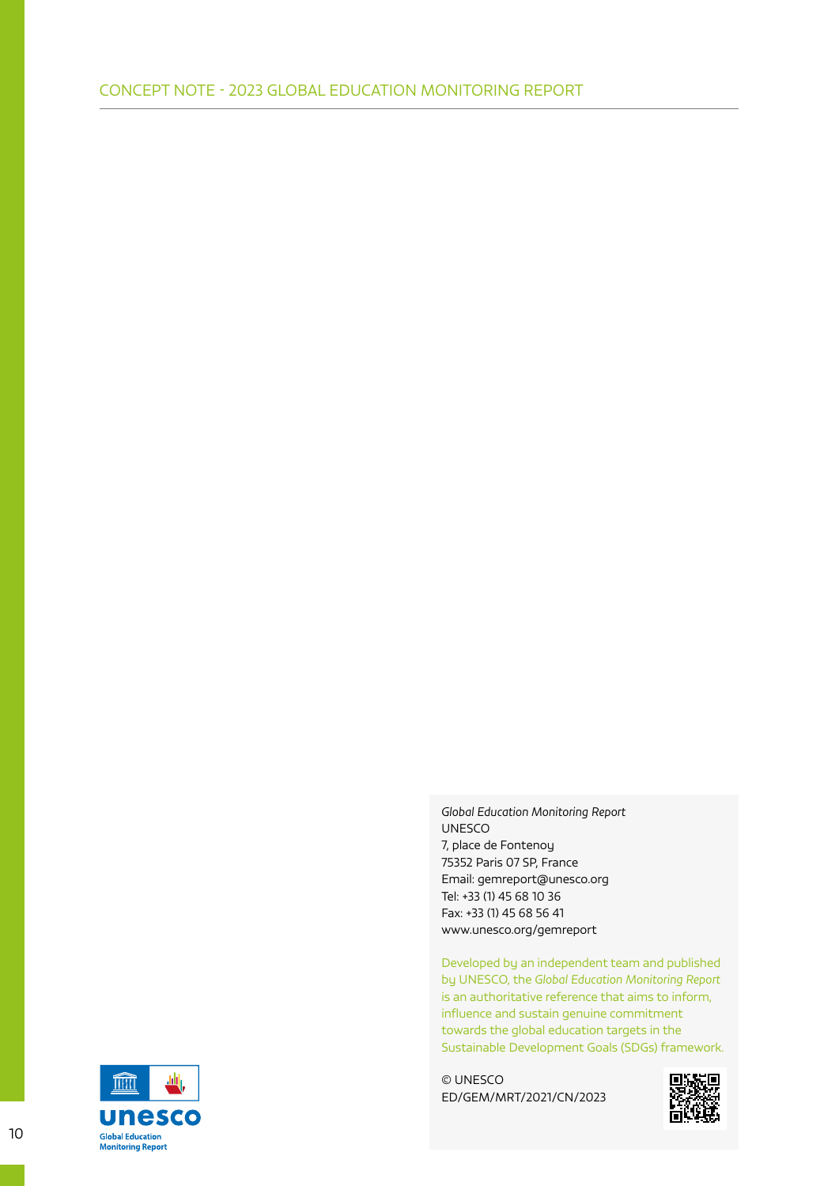*Global Education Monitoring Report*
UNESCO
7, place de Fontenoy
75352 Paris 07 SP, France
Email: gemreport@unesco.org
Tel: +33 (1) 45 68 10 36
Fax: +33 (1) 45 68 56 41
www.unesco.org/gemreport

Developed by an independent team and published by UNESCO, the *Global Education Monitoring Report* is an authoritative reference that aims to inform, influence and sustain genuine commitment towards the global education targets in the Sustainable Development Goals (SDGs) framework.

© UNESCO
ED/GEM/MRT/2021/CN/2023

unesco
Global Education
Monitoring Report